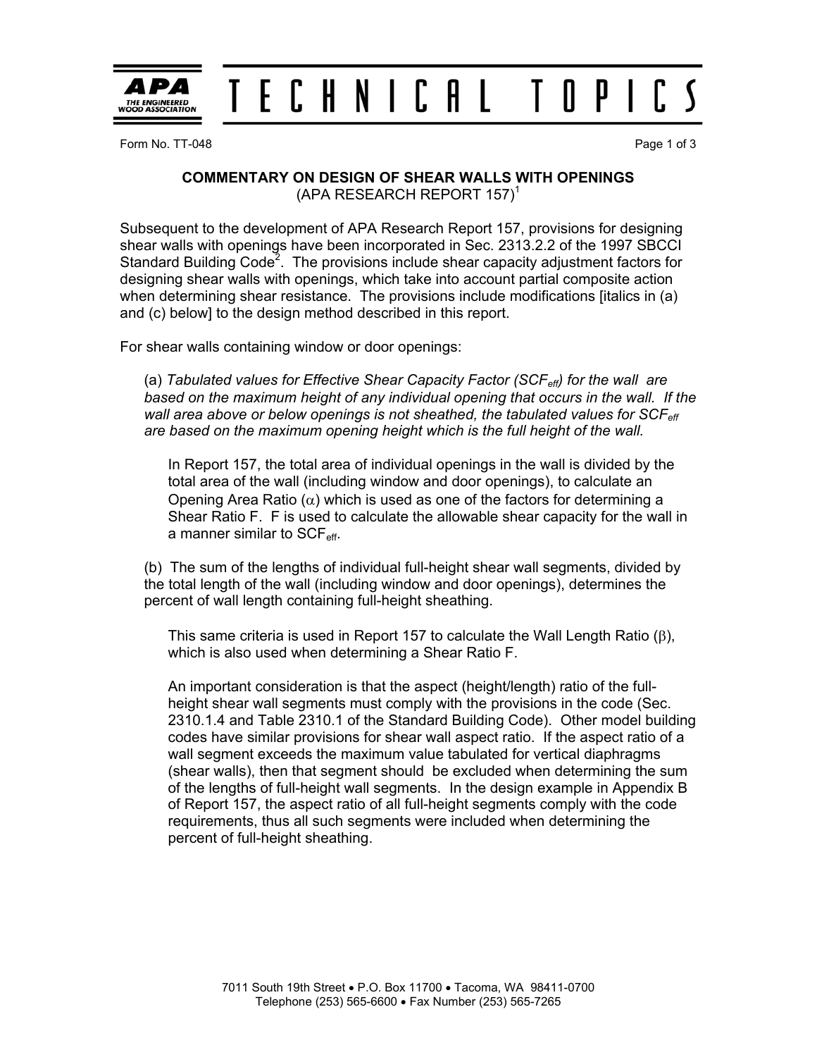# TECHNICAL TOPICS

APA THE ENGINEERED WOOD ASSOCIATION

Form No. TT-048

## COMMENTARY ON DESIGN OF SHEAR WALLS WITH OPENINGS
(APA RESEARCH REPORT 157)[1]

Subsequent to the development of APA Research Report 157, provisions for designing shear walls with openings have been incorporated in Sec. 2313.2.2 of the 1997 SBCCI Standard Building Code[2]. The provisions include shear capacity adjustment factors for designing shear walls with openings, which take into account partial composite action when determining shear resistance. The provisions include modifications [italics in (a) and (c) below] to the design method described in this report.

For shear walls containing window or door openings:

(a) *Tabulated values for Effective Shear Capacity Factor ($SCF_{eff}$) for the wall are based on the maximum height of any individual opening that occurs in the wall. If the wall area above or below openings is not sheathed, the tabulated values for $SCF_{eff}$ are based on the maximum opening height which is the full height of the wall.*

> In Report 157, the total area of individual openings in the wall is divided by the total area of the wall (including window and door openings), to calculate an Opening Area Ratio ($\alpha$) which is used as one of the factors for determining a Shear Ratio F. F is used to calculate the allowable shear capacity for the wall in a manner similar to $SCF_{eff}$.

(b) The sum of the lengths of individual full-height shear wall segments, divided by the total length of the wall (including window and door openings), determines the percent of wall length containing full-height sheathing.

> This same criteria is used in Report 157 to calculate the Wall Length Ratio ($\beta$), which is also used when determining a Shear Ratio F.
>
> An important consideration is that the aspect (height/length) ratio of the full-height shear wall segments must comply with the provisions in the code (Sec. 2310.1.4 and Table 2310.1 of the Standard Building Code). Other model building codes have similar provisions for shear wall aspect ratio. If the aspect ratio of a wall segment exceeds the maximum value tabulated for vertical diaphragms (shear walls), then that segment should be excluded when determining the sum of the lengths of full-height wall segments. In the design example in Appendix B of Report 157, the aspect ratio of all full-height segments comply with the code requirements, thus all such segments were included when determining the percent of full-height sheathing.

7011 South 19th Street • P.O. Box 11700 • Tacoma, WA 98411-0700
Telephone (253) 565-6600 • Fax Number (253) 565-7265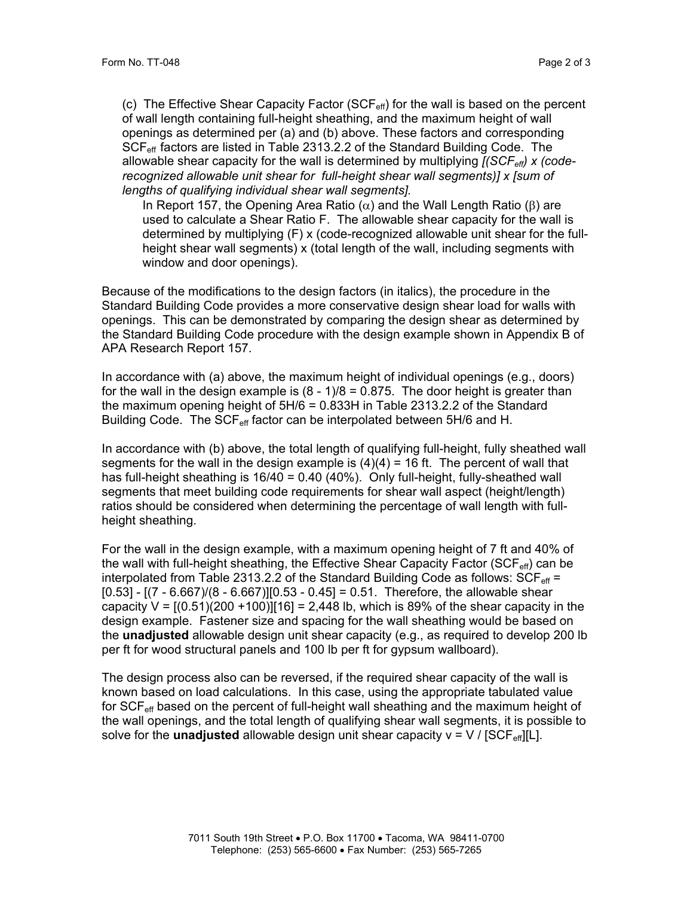(c) The Effective Shear Capacity Factor ($SCF_{eff}$) for the wall is based on the percent of wall length containing full-height sheathing, and the maximum height of wall openings as determined per (a) and (b) above. These factors and corresponding $SCF_{eff}$ factors are listed in Table 2313.2.2 of the Standard Building Code. The allowable shear capacity for the wall is determined by multiplying *[($SCF_{eff}$) x (code-recognized allowable unit shear for full-height shear wall segments)] x [sum of lengths of qualifying individual shear wall segments]*.

In Report 157, the Opening Area Ratio ($\alpha$) and the Wall Length Ratio ($\beta$) are used to calculate a Shear Ratio F. The allowable shear capacity for the wall is determined by multiplying (F) x (code-recognized allowable unit shear for the full-height shear wall segments) x (total length of the wall, including segments with window and door openings).

Because of the modifications to the design factors (in italics), the procedure in the Standard Building Code provides a more conservative design shear load for walls with openings. This can be demonstrated by comparing the design shear as determined by the Standard Building Code procedure with the design example shown in Appendix B of APA Research Report 157.

In accordance with (a) above, the maximum height of individual openings (e.g., doors) for the wall in the design example is $(8 - 1)/8 = 0.875$. The door height is greater than the maximum opening height of $5H/6 = 0.833H$ in Table 2313.2.2 of the Standard Building Code. The $SCF_{eff}$ factor can be interpolated between 5H/6 and H.

In accordance with (b) above, the total length of qualifying full-height, fully sheathed wall segments for the wall in the design example is $(4)(4) = 16$ ft. The percent of wall that has full-height sheathing is $16/40 = 0.40$ (40%). Only full-height, fully-sheathed wall segments that meet building code requirements for shear wall aspect (height/length) ratios should be considered when determining the percentage of wall length with full-height sheathing.

For the wall in the design example, with a maximum opening height of 7 ft and 40% of the wall with full-height sheathing, the Effective Shear Capacity Factor ($SCF_{eff}$) can be interpolated from Table 2313.2.2 of the Standard Building Code as follows: $SCF_{eff} = [0.53] - [(7 - 6.667)/(8 - 6.667)][0.53 - 0.45] = 0.51$. Therefore, the allowable shear capacity $V = [(0.51)(200 + 100)][16] = 2{,}448$ lb, which is 89% of the shear capacity in the design example. Fastener size and spacing for the wall sheathing would be based on the **unadjusted** allowable design unit shear capacity (e.g., as required to develop 200 lb per ft for wood structural panels and 100 lb per ft for gypsum wallboard).

The design process also can be reversed, if the required shear capacity of the wall is known based on load calculations. In this case, using the appropriate tabulated value for $SCF_{eff}$ based on the percent of full-height wall sheathing and the maximum height of the wall openings, and the total length of qualifying shear wall segments, it is possible to solve for the **unadjusted** allowable design unit shear capacity $v = V / [SCF_{eff}][L]$.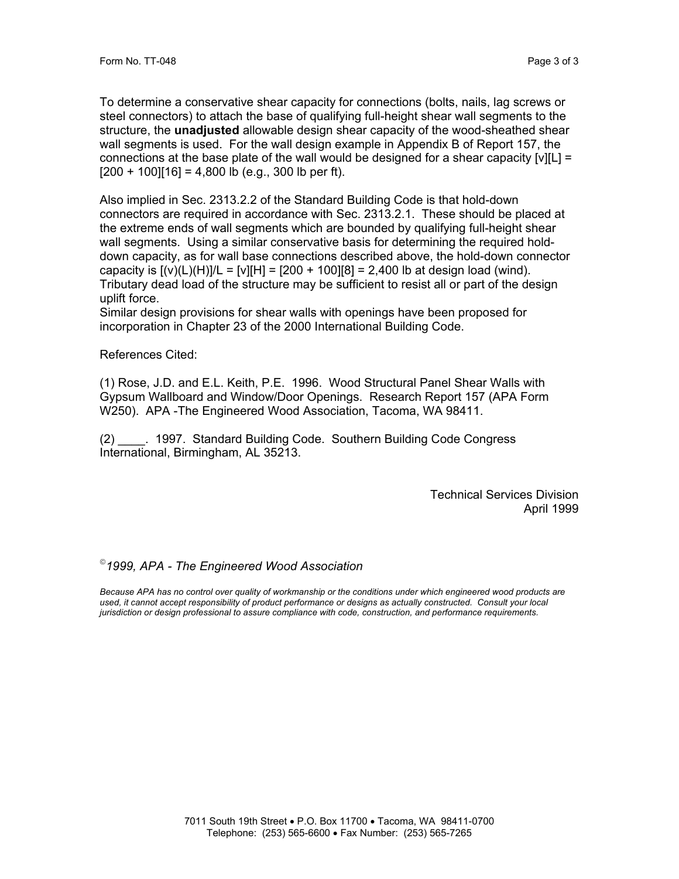To determine a conservative shear capacity for connections (bolts, nails, lag screws or steel connectors) to attach the base of qualifying full-height shear wall segments to the structure, the **unadjusted** allowable design shear capacity of the wood-sheathed shear wall segments is used. For the wall design example in Appendix B of Report 157, the connections at the base plate of the wall would be designed for a shear capacity $[v][L] = [200 + 100][16] = 4{,}800$ lb (e.g., 300 lb per ft).

Also implied in Sec. 2313.2.2 of the Standard Building Code is that hold-down connectors are required in accordance with Sec. 2313.2.1. These should be placed at the extreme ends of wall segments which are bounded by qualifying full-height shear wall segments. Using a similar conservative basis for determining the required hold-down capacity, as for wall base connections described above, the hold-down connector capacity is $[(v)(L)(H)]/L = [v][H] = [200 + 100][8] = 2{,}400$ lb at design load (wind). Tributary dead load of the structure may be sufficient to resist all or part of the design uplift force.

Similar design provisions for shear walls with openings have been proposed for incorporation in Chapter 23 of the 2000 International Building Code.

References Cited:

(1) Rose, J.D. and E.L. Keith, P.E. 1996. Wood Structural Panel Shear Walls with Gypsum Wallboard and Window/Door Openings. Research Report 157 (APA Form W250). APA -The Engineered Wood Association, Tacoma, WA 98411.

(2) ____. 1997. Standard Building Code. Southern Building Code Congress International, Birmingham, AL 35213.

Technical Services Division
April 1999

*©1999, APA - The Engineered Wood Association*

*Because APA has no control over quality of workmanship or the conditions under which engineered wood products are used, it cannot accept responsibility of product performance or designs as actually constructed. Consult your local jurisdiction or design professional to assure compliance with code, construction, and performance requirements.*

7011 South 19th Street • P.O. Box 11700 • Tacoma, WA 98411-0700
Telephone: (253) 565-6600 • Fax Number: (253) 565-7265